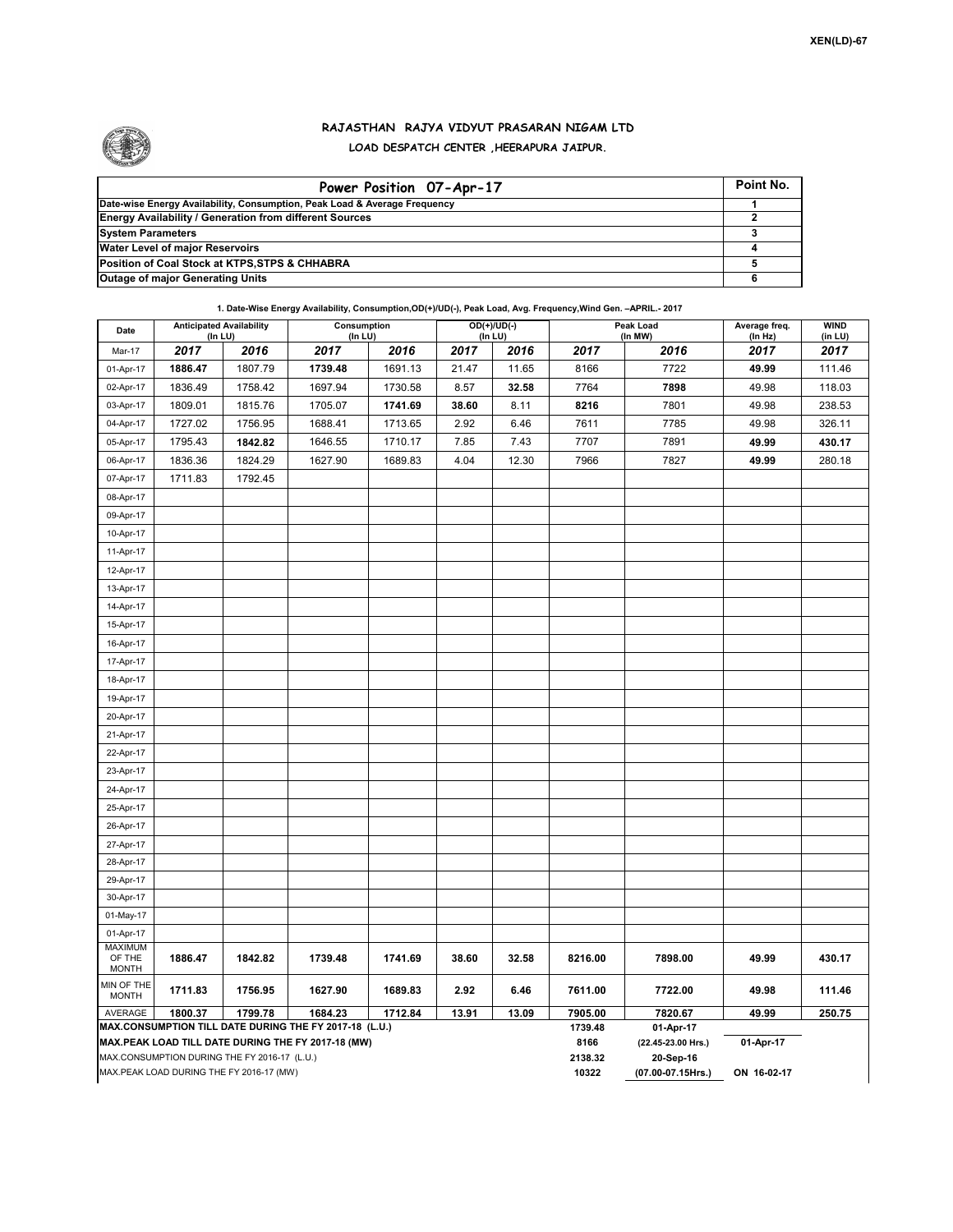XEN(LD)-67

# RAJASTHAN RAJYA VIDYUT PRASARAN NIGAM LTD

## LOAD DESPATCH CENTER ,HEERAPURA JAIPUR.

| Power Position 07-Apr-17 | Point No. |
|---|---|
| Date-wise Energy Availability, Consumption, Peak Load & Average Frequency | 1 |
| Energy Availability / Generation from different Sources | 2 |
| System Parameters | 3 |
| Water Level of major Reservoirs | 4 |
| Position of Coal Stock at KTPS,STPS & CHHABRA | 5 |
| Outage of major Generating Units | 6 |

**1. Date-Wise Energy Availability, Consumption,OD(+)/UD(-), Peak Load, Avg. Frequency,Wind Gen. –APRIL.- 2017**

| Date | Anticipated Availability (In LU) | | Consumption (In LU) | | OD(+)/UD(-) (In LU) | | Peak Load (In MW) | | Average freq. (In Hz) | WIND (in LU) |
|---|---|---|---|---|---|---|---|---|---|---|
| Mar-17 | 2017 | 2016 | 2017 | 2016 | 2017 | 2016 | 2017 | 2016 | 2017 | 2017 |
| 01-Apr-17 | **1886.47** | 1807.79 | **1739.48** | 1691.13 | 21.47 | 11.65 | 8166 | 7722 | **49.99** | 111.46 |
| 02-Apr-17 | 1836.49 | 1758.42 | 1697.94 | 1730.58 | 8.57 | **32.58** | 7764 | **7898** | 49.98 | 118.03 |
| 03-Apr-17 | 1809.01 | 1815.76 | 1705.07 | **1741.69** | **38.60** | 8.11 | **8216** | 7801 | 49.98 | 238.53 |
| 04-Apr-17 | 1727.02 | 1756.95 | 1688.41 | 1713.65 | 2.92 | 6.46 | 7611 | 7785 | 49.98 | 326.11 |
| 05-Apr-17 | 1795.43 | **1842.82** | 1646.55 | 1710.17 | 7.85 | 7.43 | 7707 | 7891 | **49.99** | **430.17** |
| 06-Apr-17 | 1836.36 | 1824.29 | 1627.90 | 1689.83 | 4.04 | 12.30 | 7966 | 7827 | **49.99** | 280.18 |
| 07-Apr-17 | 1711.83 | 1792.45 | | | | | | | | |
| 08-Apr-17 | | | | | | | | | | |
| 09-Apr-17 | | | | | | | | | | |
| 10-Apr-17 | | | | | | | | | | |
| 11-Apr-17 | | | | | | | | | | |
| 12-Apr-17 | | | | | | | | | | |
| 13-Apr-17 | | | | | | | | | | |
| 14-Apr-17 | | | | | | | | | | |
| 15-Apr-17 | | | | | | | | | | |
| 16-Apr-17 | | | | | | | | | | |
| 17-Apr-17 | | | | | | | | | | |
| 18-Apr-17 | | | | | | | | | | |
| 19-Apr-17 | | | | | | | | | | |
| 20-Apr-17 | | | | | | | | | | |
| 21-Apr-17 | | | | | | | | | | |
| 22-Apr-17 | | | | | | | | | | |
| 23-Apr-17 | | | | | | | | | | |
| 24-Apr-17 | | | | | | | | | | |
| 25-Apr-17 | | | | | | | | | | |
| 26-Apr-17 | | | | | | | | | | |
| 27-Apr-17 | | | | | | | | | | |
| 28-Apr-17 | | | | | | | | | | |
| 29-Apr-17 | | | | | | | | | | |
| 30-Apr-17 | | | | | | | | | | |
| 01-May-17 | | | | | | | | | | |
| 01-Apr-17 | | | | | | | | | | |
| MAXIMUM OF THE MONTH | **1886.47** | **1842.82** | **1739.48** | **1741.69** | **38.60** | **32.58** | **8216.00** | **7898.00** | **49.99** | **430.17** |
| MIN OF THE MONTH | **1711.83** | **1756.95** | **1627.90** | **1689.83** | **2.92** | **6.46** | **7611.00** | **7722.00** | **49.98** | **111.46** |
| AVERAGE | **1800.37** | **1799.78** | **1684.23** | **1712.84** | **13.91** | **13.09** | **7905.00** | **7820.67** | **49.99** | **250.75** |
| **MAX.CONSUMPTION TILL DATE DURING THE FY 2017-18 (L.U.)** | | | | | | | **1739.48** | **01-Apr-17** | | |
| **MAX.PEAK LOAD TILL DATE DURING THE FY 2017-18 (MW)** | | | | | | | **8166** | **(22.45-23.00 Hrs.)** | **01-Apr-17** | |
| MAX.CONSUMPTION DURING THE FY 2016-17 (L.U.) | | | | | | | **2138.32** | **20-Sep-16** | | |
| MAX.PEAK LOAD DURING THE FY 2016-17 (MW) | | | | | | | **10322** | **(07.00-07.15Hrs.)** | **ON 16-02-17** | |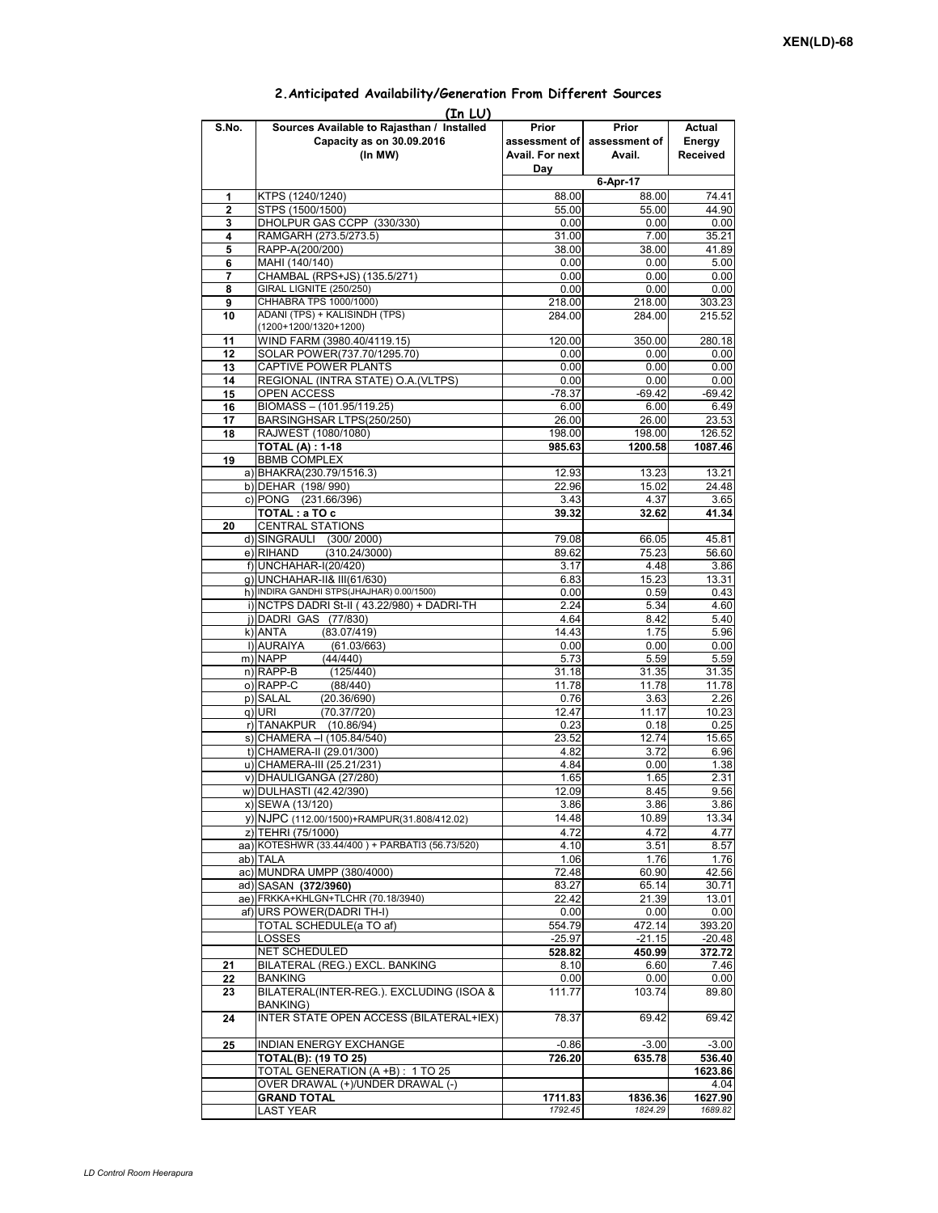## 2.Anticipated Availability/Generation From Different Sources

(In LU)

| S.No. | Sources Available to Rajasthan / Installed Capacity as on 30.09.2016 (In MW) | Prior assessment of Avail. For next Day | Prior assessment of Avail. | Actual Energy Received |
|---|---|---|---|---|
| | | 6-Apr-17 | | |
| 1 | KTPS (1240/1240) | 88.00 | 88.00 | 74.41 |
| 2 | STPS (1500/1500) | 55.00 | 55.00 | 44.90 |
| 3 | DHOLPUR GAS CCPP (330/330) | 0.00 | 0.00 | 0.00 |
| 4 | RAMGARH (273.5/273.5) | 31.00 | 7.00 | 35.21 |
| 5 | RAPP-A(200/200) | 38.00 | 38.00 | 41.89 |
| 6 | MAHI (140/140) | 0.00 | 0.00 | 5.00 |
| 7 | CHAMBAL (RPS+JS) (135.5/271) | 0.00 | 0.00 | 0.00 |
| 8 | GIRAL LIGNITE (250/250) | 0.00 | 0.00 | 0.00 |
| 9 | CHHABRA TPS 1000/1000) | 218.00 | 218.00 | 303.23 |
| 10 | ADANI (TPS) + KALISINDH (TPS) (1200+1200/1320+1200) | 284.00 | 284.00 | 215.52 |
| 11 | WIND FARM (3980.40/4119.15) | 120.00 | 350.00 | 280.18 |
| 12 | SOLAR POWER(737.70/1295.70) | 0.00 | 0.00 | 0.00 |
| 13 | CAPTIVE POWER PLANTS | 0.00 | 0.00 | 0.00 |
| 14 | REGIONAL (INTRA STATE) O.A.(VLTPS) | 0.00 | 0.00 | 0.00 |
| 15 | OPEN ACCESS | -78.37 | -69.42 | -69.42 |
| 16 | BIOMASS – (101.95/119.25) | 6.00 | 6.00 | 6.49 |
| 17 | BARSINGHSAR LTPS(250/250) | 26.00 | 26.00 | 23.53 |
| 18 | RAJWEST (1080/1080) | 198.00 | 198.00 | 126.52 |
| | **TOTAL (A) : 1-18** | **985.63** | **1200.58** | **1087.46** |
| 19 | BBMB COMPLEX | | | |
| | a) BHAKRA(230.79/1516.3) | 12.93 | 13.23 | 13.21 |
| | b) DEHAR (198/ 990) | 22.96 | 15.02 | 24.48 |
| | c) PONG (231.66/396) | 3.43 | 4.37 | 3.65 |
| | **TOTAL : a TO c** | **39.32** | **32.62** | **41.34** |
| 20 | CENTRAL STATIONS | | | |
| | d) SINGRAULI (300/ 2000) | 79.08 | 66.05 | 45.81 |
| | e) RIHAND (310.24/3000) | 89.62 | 75.23 | 56.60 |
| | f) UNCHAHAR-I(20/420) | 3.17 | 4.48 | 3.86 |
| | g) UNCHAHAR-II& III(61/630) | 6.83 | 15.23 | 13.31 |
| | h) INDIRA GANDHI STPS(JHAJHAR) 0.00/1500) | 0.00 | 0.59 | 0.43 |
| | i) NCTPS DADRI St-II ( 43.22/980) + DADRI-TH | 2.24 | 5.34 | 4.60 |
| | j) DADRI GAS (77/830) | 4.64 | 8.42 | 5.40 |
| | k) ANTA (83.07/419) | 14.43 | 1.75 | 5.96 |
| | l) AURAIYA (61.03/663) | 0.00 | 0.00 | 0.00 |
| | m) NAPP (44/440) | 5.73 | 5.59 | 5.59 |
| | n) RAPP-B (125/440) | 31.18 | 31.35 | 31.35 |
| | o) RAPP-C (88/440) | 11.78 | 11.78 | 11.78 |
| | p) SALAL (20.36/690) | 0.76 | 3.63 | 2.26 |
| | q) URI (70.37/720) | 12.47 | 11.17 | 10.23 |
| | r) TANAKPUR (10.86/94) | 0.23 | 0.18 | 0.25 |
| | s) CHAMERA –I (105.84/540) | 23.52 | 12.74 | 15.65 |
| | t) CHAMERA-II (29.01/300) | 4.82 | 3.72 | 6.96 |
| | u) CHAMERA-III (25.21/231) | 4.84 | 0.00 | 1.38 |
| | v) DHAULIGANGA (27/280) | 1.65 | 1.65 | 2.31 |
| | w) DULHASTI (42.42/390) | 12.09 | 8.45 | 9.56 |
| | x) SEWA (13/120) | 3.86 | 3.86 | 3.86 |
| | y) NJPC (112.00/1500)+RAMPUR(31.808/412.02) | 14.48 | 10.89 | 13.34 |
| | z) TEHRI (75/1000) | 4.72 | 4.72 | 4.77 |
| | aa) KOTESHWR (33.44/400 ) + PARBATI3 (56.73/520) | 4.10 | 3.51 | 8.57 |
| | ab) TALA | 1.06 | 1.76 | 1.76 |
| | ac) MUNDRA UMPP (380/4000) | 72.48 | 60.90 | 42.56 |
| | ad) SASAN **(372/3960)** | 83.27 | 65.14 | 30.71 |
| | ae) FRKKA+KHLGN+TLCHR (70.18/3940) | 22.42 | 21.39 | 13.01 |
| | af) URS POWER(DADRI TH-I) | 0.00 | 0.00 | 0.00 |
| | TOTAL SCHEDULE(a TO af) | 554.79 | 472.14 | 393.20 |
| | LOSSES | -25.97 | -21.15 | -20.48 |
| | NET SCHEDULED | **528.82** | **450.99** | **372.72** |
| 21 | BILATERAL (REG.) EXCL. BANKING | 8.10 | 6.60 | 7.46 |
| 22 | BANKING | 0.00 | 0.00 | 0.00 |
| 23 | BILATERAL(INTER-REG.). EXCLUDING (ISOA & BANKING) | 111.77 | 103.74 | 89.80 |
| 24 | INTER STATE OPEN ACCESS (BILATERAL+IEX) | 78.37 | 69.42 | 69.42 |
| 25 | INDIAN ENERGY EXCHANGE | -0.86 | -3.00 | -3.00 |
| | **TOTAL(B): (19 TO 25)** | **726.20** | **635.78** | **536.40** |
| | TOTAL GENERATION (A +B) : 1 TO 25 | | | **1623.86** |
| | OVER DRAWAL (+)/UNDER DRAWAL (-) | | | 4.04 |
| | **GRAND TOTAL** | **1711.83** | **1836.36** | **1627.90** |
| | LAST YEAR | *1792.45* | *1824.29* | *1689.82* |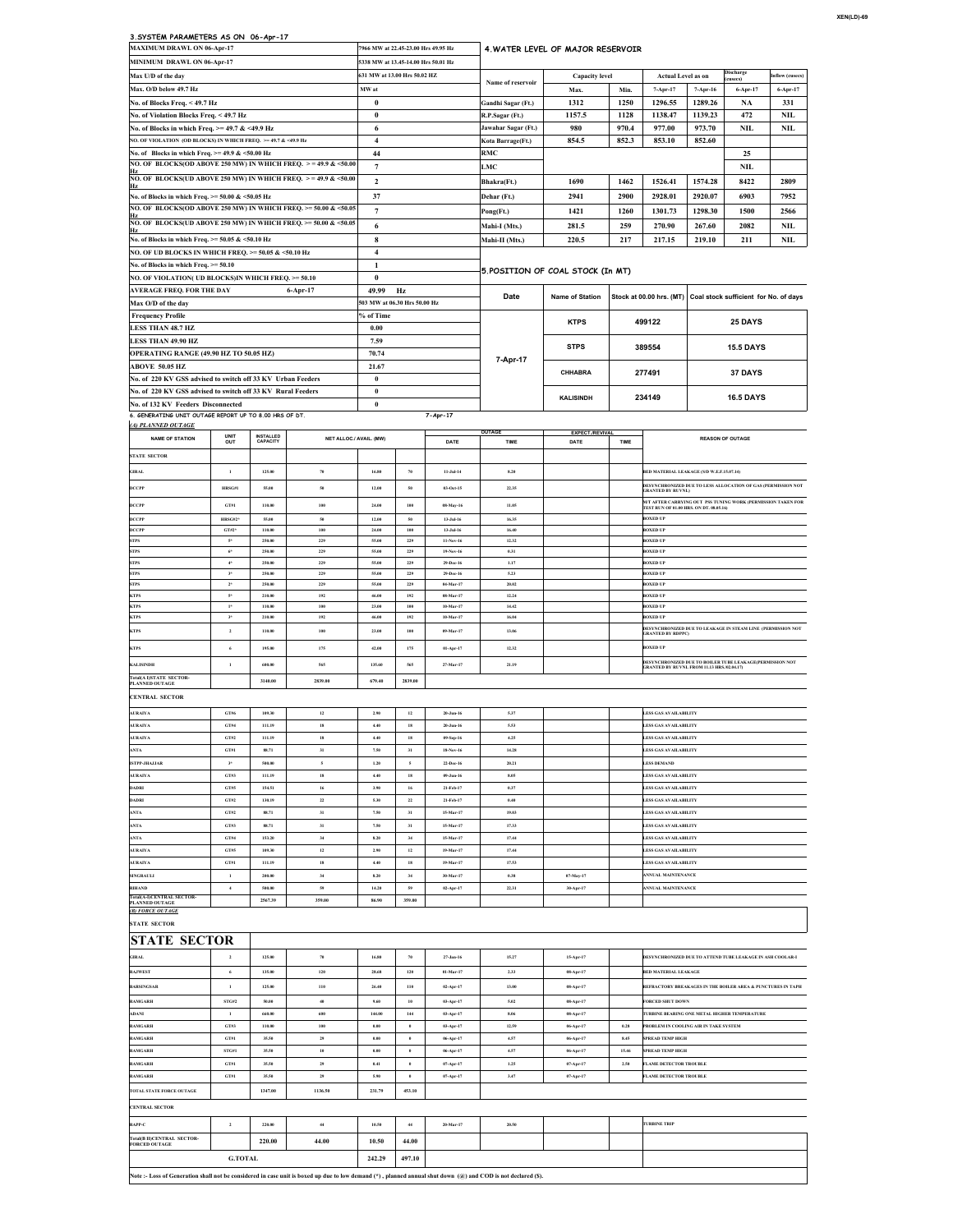XEN(LD)-69

### 3.SYSTEM PARAMETERS AS ON 06-Apr-17

| | | |
|---|---|---|
| MAXIMUM DRAWL ON 06-Apr-17 | | 7966 MW at 22.45-23.00 Hrs 49.95 Hz |
| MINIMUM DRAWL ON 06-Apr-17 | | 5338 MW at 13.45-14.00 Hrs 50.01 Hz |
| Max U/D of the day | | 631 MW at 13.00 Hrs 50.02 HZ |
| Max. O/D below 49.7 Hz | | MW at |
| No. of Blocks Freq. < 49.7 Hz | | 0 |
| No. of Violation Blocks Freq. < 49.7 Hz | | 0 |
| No. of Blocks in which Freq. >= 49.7 & <49.9 Hz | | 6 |
| NO. OF VIOLATION (OD BLOCKS) IN WHICH FREQ. >= 49.7 & <49.9 Hz | | 4 |
| No. of Blocks in which Freq. >= 49.9 & <50.00 Hz | | 44 |
| NO. OF BLOCKS(OD ABOVE 250 MW) IN WHICH FREQ. >= 49.9 & <50.00 Hz | | 7 |
| NO. OF BLOCKS(UD ABOVE 250 MW) IN WHICH FREQ. >= 49.9 & <50.00 Hz | | 2 |
| No. of Blocks in which Freq. >= 50.00 & <50.05 Hz | | 37 |
| NO. OF BLOCKS(OD ABOVE 250 MW) IN WHICH FREQ. >= 50.00 & <50.05 Hz | | 7 |
| NO. OF BLOCKS(UD ABOVE 250 MW) IN WHICH FREQ. >= 50.00 & <50.05 Hz | | 6 |
| No. of Blocks in which Freq. >= 50.05 & <50.10 Hz | | 8 |
| NO. OF UD BLOCKS IN WHICH FREQ. >= 50.05 & <50.10 Hz | | 4 |
| No. of Blocks in which Freq. >= 50.10 | | 1 |
| NO. OF VIOLATION( UD BLOCKS)IN WHICH FREQ. >= 50.10 | | 0 |
| AVERAGE FREQ. FOR THE DAY | 6-Apr-17 | 49.99 Hz |
| Max O/D of the day | | 503 MW at 06.30 Hrs 50.00 Hz |
| Frequency Profile | | % of Time |
| LESS THAN 48.7 HZ | | 0.00 |
| LESS THAN 49.90 HZ | | 7.59 |
| OPERATING RANGE (49.90 HZ TO 50.05 HZ) | | 70.74 |
| ABOVE 50.05 HZ | | 21.67 |
| No. of 220 KV GSS advised to switch off 33 KV Urban Feeders | | 0 |
| No. of 220 KV GSS advised to switch off 33 KV Rural Feeders | | 0 |
| No. of 132 KV Feeders Disconnected | | 0 |

### 4.WATER LEVEL OF MAJOR RESERVOIR

| Name of reservoir | Capacity level | | Actual Level as on | | Discharge (cusecs) | Inflow (cusecs) |
|---|---|---|---|---|---|---|
| | Max. | Min. | 7-Apr-17 | 7-Apr-16 | 6-Apr-17 | 6-Apr-17 |
| Gandhi Sagar (Ft.) | 1312 | 1250 | 1296.55 | 1289.26 | NA | 331 |
| R.P.Sagar (Ft.) | 1157.5 | 1128 | 1138.47 | 1139.23 | 472 | NIL |
| Jawahar Sagar (Ft.) | 980 | 970.4 | 977.00 | 973.70 | NIL | NIL |
| Kota Barrage(Ft.) | 854.5 | 852.3 | 853.10 | 852.60 | | |
| RMC | | | | | 25 | |
| LMC | | | | | NIL | |
| Bhakra(Ft.) | 1690 | 1462 | 1526.41 | 1574.28 | 8422 | 2809 |
| Dehar (Ft.) | 2941 | 2900 | 2928.01 | 2920.07 | 6903 | 7952 |
| Pong(Ft.) | 1421 | 1260 | 1301.73 | 1298.30 | 1500 | 2566 |
| Mahi-I (Mts.) | 281.5 | 259 | 270.90 | 267.60 | 2082 | NIL |
| Mahi-II (Mts.) | 220.5 | 217 | 217.15 | 219.10 | 211 | NIL |

### 5.POSITION OF COAL STOCK (In MT)

| Date | Name of Station | Stock at 00.00 hrs. (MT) | Coal stock sufficient for No. of days |
|---|---|---|---|
| 7-Apr-17 | KTPS | 499122 | 25 DAYS |
| | STPS | 389554 | 15.5 DAYS |
| | CHHABRA | 277491 | 37 DAYS |
| | KALISINDH | 234149 | 16.5 DAYS |

### 6. GENERATING UNIT OUTAGE REPORT UP TO 8.00 HRS OF DT. 7-Apr-17

*(A) PLANNED OUTAGE*

| NAME OF STATION | UNIT OUT | INSTALLED CAPACITY | NET ALLOC / AVAIL. (MW) | | | OUTAGE DATE | OUTAGE TIME | EXPECT./REVIVAL DATE | EXPECT./REVIVAL TIME | REASON OF OUTAGE |
|---|---|---|---|---|---|---|---|---|---|---|
| STATE SECTOR | | | | | | | | | | |
| GIRAL | 1 | 125.00 | 70 | 16.80 | 70 | 11-Jul-14 | 8.20 | | | BED MATERIAL LEAKAGE (S/D W.E.F.15.07.14) |
| DCCPP | HRSG#1 | 55.00 | 50 | 12.00 | 50 | 03-Oct-15 | 22.35 | | | DESYNCHRONIZED DUE TO LESS ALLOCATION OF GAS (PERMISSION NOT GRANTED BY RUVNL) |
| DCCPP | GT#1 | 110.00 | 100 | 24.00 | 100 | 08-May-16 | 11.05 | | | S/T AFTER CARRYING OUT PSS TUNING WORK (PERMISSION TAKEN FOR TEST RUN OF 01.00 HRS. ON DT. 08.05.16) |
| DCCPP | HRSG#2* | 55.00 | 50 | 12.00 | 50 | 13-Jul-16 | 16.35 | | | BOXED UP |
| DCCPP | GT#2* | 110.00 | 100 | 24.00 | 100 | 13-Jul-16 | 16.40 | | | BOXED UP |
| STPS | 5* | 250.00 | 229 | 55.00 | 229 | 11-Nov-16 | 12.32 | | | BOXED UP |
| STPS | 6* | 250.00 | 229 | 55.00 | 229 | 19-Nov-16 | 0.31 | | | BOXED UP |
| STPS | 4* | 250.00 | 229 | 55.00 | 229 | 29-Dec-16 | 1.17 | | | BOXED UP |
| STPS | 3* | 250.00 | 229 | 55.00 | 229 | 29-Dec-16 | 5.23 | | | BOXED UP |
| STPS | 2* | 250.00 | 229 | 55.00 | 229 | 04-Mar-17 | 20.02 | | | BOXED UP |
| KTPS | 5* | 210.00 | 192 | 46.00 | 192 | 08-Mar-17 | 12.24 | | | BOXED UP |
| KTPS | 1* | 110.00 | 100 | 23.00 | 100 | 10-Mar-17 | 14.42 | | | BOXED UP |
| KTPS | 3* | 210.00 | 192 | 46.00 | 192 | 10-Mar-17 | 16.04 | | | BOXED UP |
| KTPS | 2 | 110.00 | 100 | 23.00 | 100 | 09-Mar-17 | 13.06 | | | DESYNCHRONIZED DUE TO LEAKAGE IN STEAM LINE (PERMISSION NOT GRANTED BY RDPPC) |
| KTPS | 6 | 195.00 | 175 | 42.00 | 175 | 01-Apr-17 | 12.32 | | | BOXED UP |
| KALISINDH | 1 | 600.00 | 565 | 135.60 | 565 | 27-Mar-17 | 21.19 | | | DESYNCHRONIZED DUE TO BOILER TUBE LEAKAGE(PERMISSION NOT GRANTED BY RUVNL FROM 11.13 HRS.02.04.17) |
| Total(A I)STATE SECTOR-PLANNED OUTAGE | | 3140.00 | 2839.00 | 679.40 | 2839.00 | | | | | |
| CENTRAL SECTOR | | | | | | | | | | |
| AURAIYA | GT#6 | 109.30 | 12 | 2.90 | 12 | 20-Jun-16 | 5.37 | | | LESS GAS AVAILABILITY |
| AURAIYA | GT#4 | 111.19 | 18 | 4.40 | 18 | 20-Jun-16 | 5.53 | | | LESS GAS AVAILABILITY |
| AURAIYA | GT#2 | 111.19 | 18 | 4.40 | 18 | 09-Sep-16 | 4.25 | | | LESS GAS AVAILABILITY |
| ANTA | GT#1 | 88.71 | 31 | 7.50 | 31 | 18-Nov-16 | 14.28 | | | LESS GAS AVAILABILITY |
| ISTPP-JHAJJAR | 3* | 500.00 | 5 | 1.20 | 5 | 22-Dec-16 | 20.21 | | | LESS DEMAND |
| AURAIYA | GT#3 | 111.19 | 18 | 4.40 | 18 | 09-Jan-16 | 8.05 | | | LESS GAS AVAILABILITY |
| DADRI | GT#5 | 154.51 | 16 | 3.90 | 16 | 21-Feb-17 | 0.37 | | | LESS GAS AVAILABILITY |
| DADRI | GT#2 | 130.19 | 22 | 5.30 | 22 | 21-Feb-17 | 0.40 | | | LESS GAS AVAILABILITY |
| ANTA | GT#2 | 88.71 | 31 | 7.50 | 31 | 15-Mar-17 | 19.03 | | | LESS GAS AVAILABILITY |
| ANTA | GT#3 | 88.71 | 31 | 7.50 | 31 | 15-Mar-17 | 17.33 | | | LESS GAS AVAILABILITY |
| ANTA | GT#4 | 153.20 | 34 | 8.20 | 34 | 15-Mar-17 | 17.44 | | | LESS GAS AVAILABILITY |
| AURAIYA | GT#5 | 109.30 | 12 | 2.90 | 12 | 19-Mar-17 | 17.44 | | | LESS GAS AVAILABILITY |
| AURAIYA | GT#1 | 111.19 | 18 | 4.40 | 18 | 19-Mar-17 | 17.53 | | | LESS GAS AVAILABILITY |
| SINGRAULI | 1 | 200.00 | 34 | 8.20 | 34 | 30-Mar-17 | 0.38 | 07-May-17 | | ANNUAL MAINTENANCE |
| RIHAND | 4 | 500.00 | 59 | 14.20 | 59 | 02-Apr-17 | 22.31 | 30-Apr-17 | | ANNUAL MAINTENANCE |
| Total(A II)CENTRAL SECTOR-PLANNED OUTAGE | | 2567.39 | 359.00 | 86.90 | 359.00 | | | | | |

*(B) FORCE OUTAGE*

| NAME OF STATION | UNIT OUT | INSTALLED CAPACITY | NET ALLOC / AVAIL. (MW) | | | OUTAGE DATE | OUTAGE TIME | EXPECT./REVIVAL DATE | EXPECT./REVIVAL TIME | REASON OF OUTAGE |
|---|---|---|---|---|---|---|---|---|---|---|
| STATE SECTOR | | | | | | | | | | |
| GIRAL | 2 | 125.00 | 70 | 16.80 | 70 | 27-Jan-16 | 15.27 | 15-Apr-17 | | DESYNCHRONIZED DUE TO ATTEND TUBE LEAKAGE IN ASH COOLAR-I |
| RAJWEST | 6 | 135.00 | 120 | 28.60 | 120 | 01-Mar-17 | 2.33 | 08-Apr-17 | | BED MATERIAL LEAKAGE |
| BARSINGSAR | 1 | 125.00 | 110 | 26.40 | 110 | 02-Apr-17 | 13.00 | 08-Apr-17 | | REFRACTORY BREAKAGES IN THE BOILER AREA & PUNCTURES IN TAPH |
| RAMGARH | STG#2 | 50.00 | 40 | 9.60 | 10 | 03-Apr-17 | 5.02 | 08-Apr-17 | | FORCED SHUT DOWN |
| ADANI | 1 | 660.00 | 600 | 144.00 | 144 | 03-Apr-17 | 8.06 | 08-Apr-17 | | TURBINE BEARING ONE METAL HIGHER TEMPERATURE |
| RAMGARH | GT#3 | 110.00 | 100 | 0.00 | 0 | 03-Apr-17 | 12.59 | 06-Apr-17 | 0.28 | PROBLEM IN COOLING AIR IN TAKE SYSTEM |
| RAMGARH | GT#1 | 35.50 | 29 | 0.00 | 0 | 06-Apr-17 | 4.57 | 06-Apr-17 | 8.45 | SPREAD TEMP HIGH |
| RAMGARH | STG#1 | 35.50 | 10 | 0.00 | 0 | 06-Apr-17 | 4.57 | 06-Apr-17 | 15.46 | SPREAD TEMP HIGH |
| RAMGARH | GT#1 | 35.50 | 29 | 0.41 | 0 | 07-Apr-17 | 1.25 | 07-Apr-17 | 2.50 | FLAME DETECTOR TROUBLE |
| RAMGARH | GT#1 | 35.50 | 29 | 5.90 | 0 | 07-Apr-17 | 3.47 | 07-Apr-17 | | FLAME DETECTOR TROUBLE |
| TOTAL STATE FORCE OUTAGE | | 1347.00 | 1136.50 | 231.79 | 453.10 | | | | | |
| CENTRAL SECTOR | | | | | | | | | | |
| RAPP-C | 2 | 220.00 | 44 | 10.50 | 44 | 20-Mar-17 | 20.50 | | | TURBINE TRIP |
| Total(B II)CENTRAL SECTOR-FORCED OUTAGE | | 220.00 | 44.00 | 10.50 | 44.00 | | | | | |
| G.TOTAL | | | | 242.29 | 497.10 | | | | | |

Note :- Loss of Generation shall not be considered in case unit is boxed up due to low demand (*) , planned annual shut down (@) and COD is not declared ($).